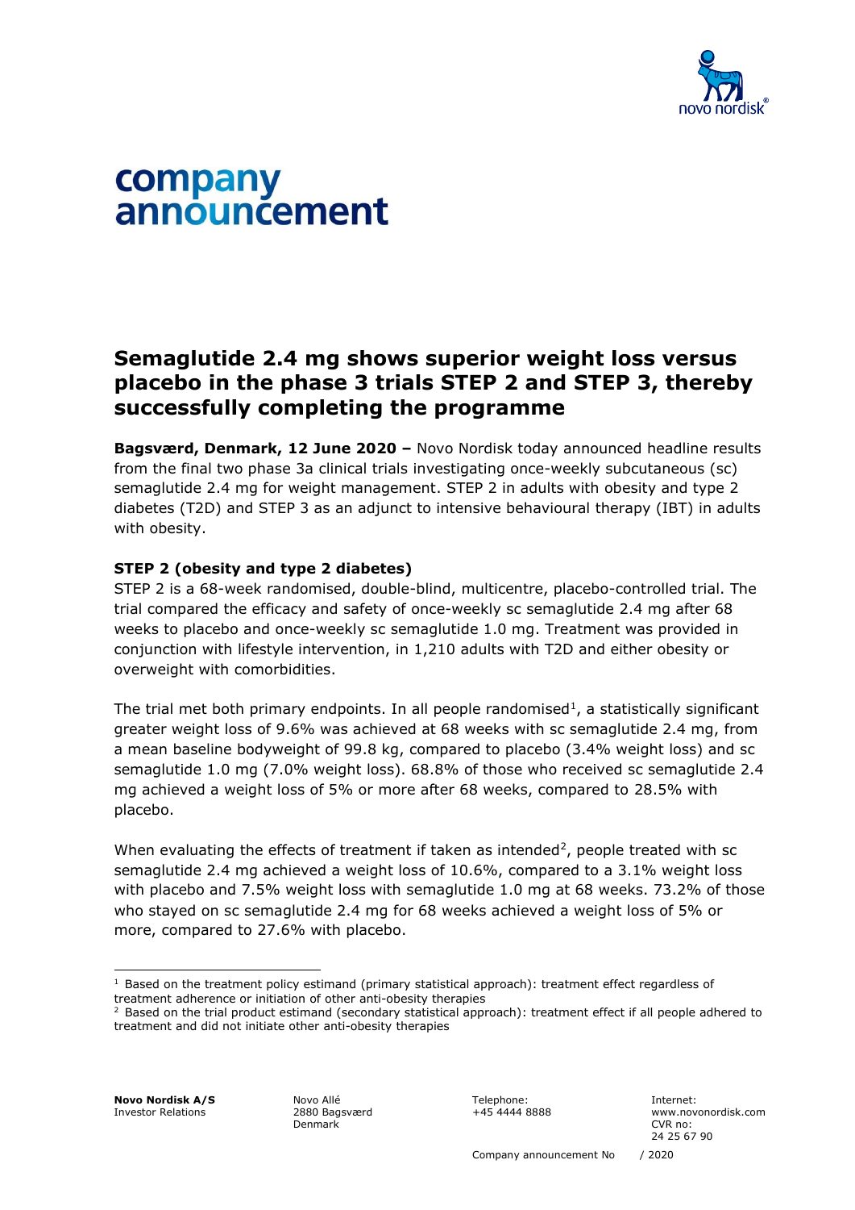# company announcement

## Semaglutide 2.4 mg shows superior weight loss versus placebo in the phase 3 trials STEP 2 and STEP 3, thereby successfully completing the programme

**Bagsværd, Denmark, 12 June 2020 –** Novo Nordisk today announced headline results from the final two phase 3a clinical trials investigating once-weekly subcutaneous (sc) semaglutide 2.4 mg for weight management. STEP 2 in adults with obesity and type 2 diabetes (T2D) and STEP 3 as an adjunct to intensive behavioural therapy (IBT) in adults with obesity.

### STEP 2 (obesity and type 2 diabetes)

STEP 2 is a 68-week randomised, double-blind, multicentre, placebo-controlled trial. The trial compared the efficacy and safety of once-weekly sc semaglutide 2.4 mg after 68 weeks to placebo and once-weekly sc semaglutide 1.0 mg. Treatment was provided in conjunction with lifestyle intervention, in 1,210 adults with T2D and either obesity or overweight with comorbidities.

The trial met both primary endpoints. In all people randomised[1], a statistically significant greater weight loss of 9.6% was achieved at 68 weeks with sc semaglutide 2.4 mg, from a mean baseline bodyweight of 99.8 kg, compared to placebo (3.4% weight loss) and sc semaglutide 1.0 mg (7.0% weight loss). 68.8% of those who received sc semaglutide 2.4 mg achieved a weight loss of 5% or more after 68 weeks, compared to 28.5% with placebo.

When evaluating the effects of treatment if taken as intended[2], people treated with sc semaglutide 2.4 mg achieved a weight loss of 10.6%, compared to a 3.1% weight loss with placebo and 7.5% weight loss with semaglutide 1.0 mg at 68 weeks. 73.2% of those who stayed on sc semaglutide 2.4 mg for 68 weeks achieved a weight loss of 5% or more, compared to 27.6% with placebo.

---

[1] Based on the treatment policy estimand (primary statistical approach): treatment effect regardless of treatment adherence or initiation of other anti-obesity therapies

[2] Based on the trial product estimand (secondary statistical approach): treatment effect if all people adhered to treatment and did not initiate other anti-obesity therapies

**Novo Nordisk A/S**
Investor Relations

Novo Allé
2880 Bagsværd
Denmark

Telephone:
+45 4444 8888

Internet:
www.novonordisk.com
CVR no:
24 25 67 90

Company announcement No / 2020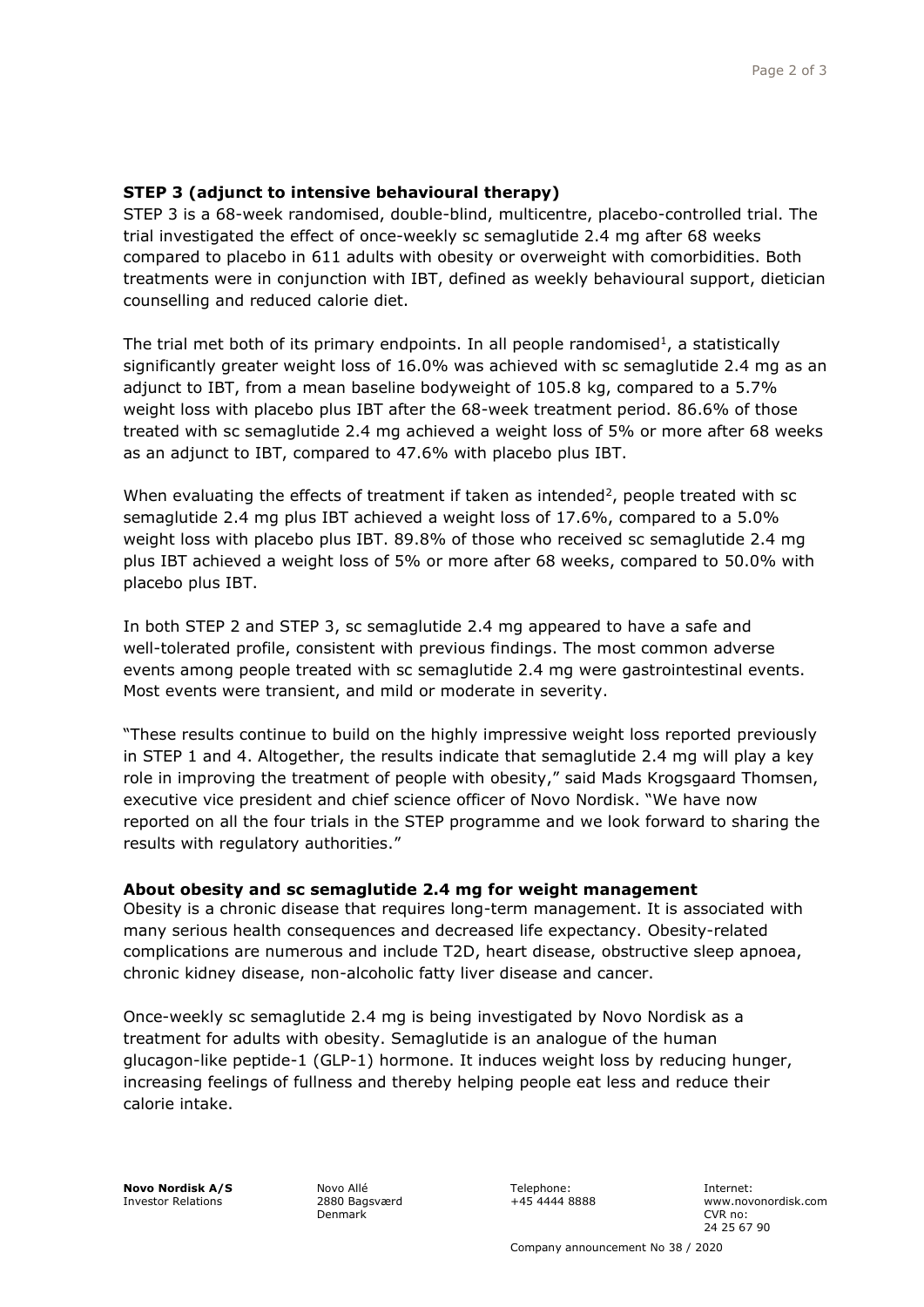### STEP 3 (adjunct to intensive behavioural therapy)

STEP 3 is a 68-week randomised, double-blind, multicentre, placebo-controlled trial. The trial investigated the effect of once-weekly sc semaglutide 2.4 mg after 68 weeks compared to placebo in 611 adults with obesity or overweight with comorbidities. Both treatments were in conjunction with IBT, defined as weekly behavioural support, dietician counselling and reduced calorie diet.

The trial met both of its primary endpoints. In all people randomised[1], a statistically significantly greater weight loss of 16.0% was achieved with sc semaglutide 2.4 mg as an adjunct to IBT, from a mean baseline bodyweight of 105.8 kg, compared to a 5.7% weight loss with placebo plus IBT after the 68-week treatment period. 86.6% of those treated with sc semaglutide 2.4 mg achieved a weight loss of 5% or more after 68 weeks as an adjunct to IBT, compared to 47.6% with placebo plus IBT.

When evaluating the effects of treatment if taken as intended[2], people treated with sc semaglutide 2.4 mg plus IBT achieved a weight loss of 17.6%, compared to a 5.0% weight loss with placebo plus IBT. 89.8% of those who received sc semaglutide 2.4 mg plus IBT achieved a weight loss of 5% or more after 68 weeks, compared to 50.0% with placebo plus IBT.

In both STEP 2 and STEP 3, sc semaglutide 2.4 mg appeared to have a safe and well-tolerated profile, consistent with previous findings. The most common adverse events among people treated with sc semaglutide 2.4 mg were gastrointestinal events. Most events were transient, and mild or moderate in severity.

"These results continue to build on the highly impressive weight loss reported previously in STEP 1 and 4. Altogether, the results indicate that semaglutide 2.4 mg will play a key role in improving the treatment of people with obesity," said Mads Krogsgaard Thomsen, executive vice president and chief science officer of Novo Nordisk. "We have now reported on all the four trials in the STEP programme and we look forward to sharing the results with regulatory authorities."

### About obesity and sc semaglutide 2.4 mg for weight management

Obesity is a chronic disease that requires long-term management. It is associated with many serious health consequences and decreased life expectancy. Obesity-related complications are numerous and include T2D, heart disease, obstructive sleep apnoea, chronic kidney disease, non-alcoholic fatty liver disease and cancer.

Once-weekly sc semaglutide 2.4 mg is being investigated by Novo Nordisk as a treatment for adults with obesity. Semaglutide is an analogue of the human glucagon-like peptide-1 (GLP-1) hormone. It induces weight loss by reducing hunger, increasing feelings of fullness and thereby helping people eat less and reduce their calorie intake.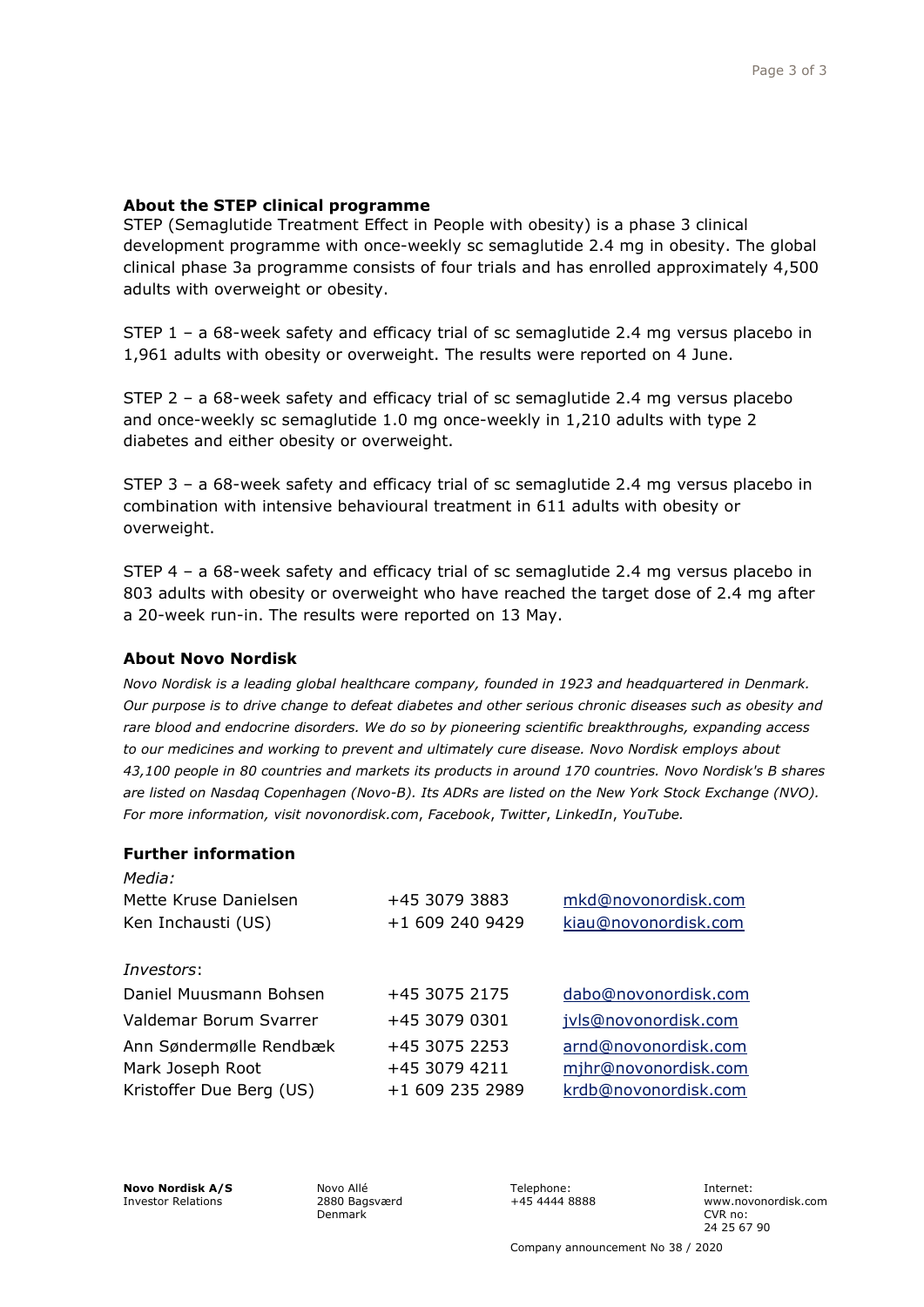**About the STEP clinical programme**

STEP (Semaglutide Treatment Effect in People with obesity) is a phase 3 clinical development programme with once-weekly sc semaglutide 2.4 mg in obesity. The global clinical phase 3a programme consists of four trials and has enrolled approximately 4,500 adults with overweight or obesity.

STEP 1 – a 68-week safety and efficacy trial of sc semaglutide 2.4 mg versus placebo in 1,961 adults with obesity or overweight. The results were reported on 4 June.

STEP 2 – a 68-week safety and efficacy trial of sc semaglutide 2.4 mg versus placebo and once-weekly sc semaglutide 1.0 mg once-weekly in 1,210 adults with type 2 diabetes and either obesity or overweight.

STEP 3 – a 68-week safety and efficacy trial of sc semaglutide 2.4 mg versus placebo in combination with intensive behavioural treatment in 611 adults with obesity or overweight.

STEP 4 – a 68-week safety and efficacy trial of sc semaglutide 2.4 mg versus placebo in 803 adults with obesity or overweight who have reached the target dose of 2.4 mg after a 20-week run-in. The results were reported on 13 May.

**About Novo Nordisk**

*Novo Nordisk is a leading global healthcare company, founded in 1923 and headquartered in Denmark. Our purpose is to drive change to defeat diabetes and other serious chronic diseases such as obesity and rare blood and endocrine disorders. We do so by pioneering scientific breakthroughs, expanding access to our medicines and working to prevent and ultimately cure disease. Novo Nordisk employs about 43,100 people in 80 countries and markets its products in around 170 countries. Novo Nordisk's B shares are listed on Nasdaq Copenhagen (Novo-B). Its ADRs are listed on the New York Stock Exchange (NVO). For more information, visit novonordisk.com, Facebook, Twitter, LinkedIn, YouTube.*

**Further information**

| | | |
|---|---|---|
| *Media:* | | |
| Mette Kruse Danielsen | +45 3079 3883 | mkd@novonordisk.com |
| Ken Inchausti (US) | +1 609 240 9429 | kiau@novonordisk.com |
| | | |
| *Investors*: | | |
| Daniel Muusmann Bohsen | +45 3075 2175 | dabo@novonordisk.com |
| Valdemar Borum Svarrer | +45 3079 0301 | jvls@novonordisk.com |
| Ann Søndermølle Rendbæk | +45 3075 2253 | arnd@novonordisk.com |
| Mark Joseph Root | +45 3079 4211 | mjhr@novonordisk.com |
| Kristoffer Due Berg (US) | +1 609 235 2989 | krdb@novonordisk.com |

**Novo Nordisk A/S**
Investor Relations

Novo Allé
2880 Bagsværd
Denmark

Telephone:
+45 4444 8888

Internet:
www.novonordisk.com
CVR no:
24 25 67 90

Company announcement No 38 / 2020